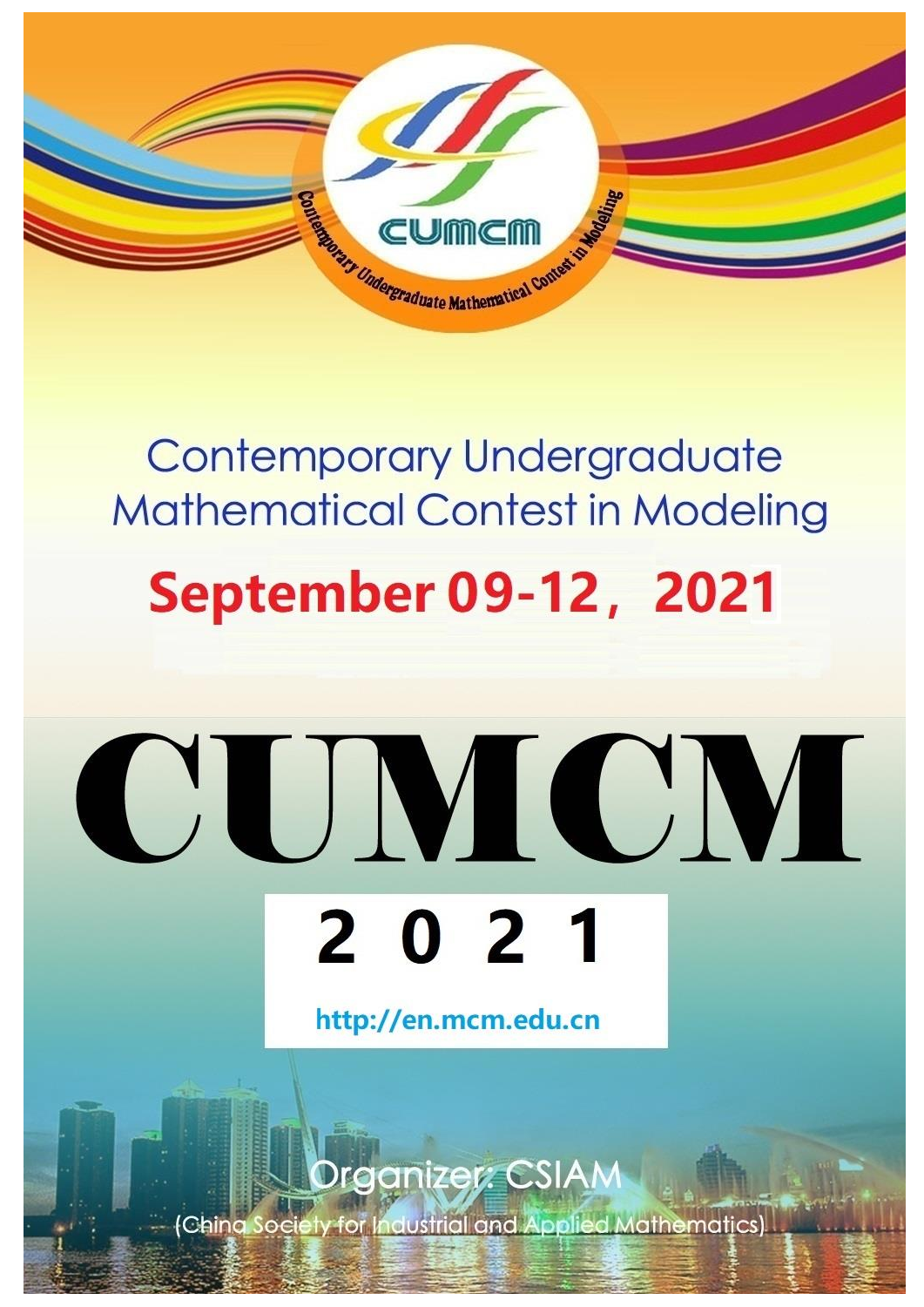CUMCM

Contemporary Undergraduate Mathematical Contest in Modeling

# Contemporary Undergraduate Mathematical Contest in Modeling

**September 09-12，2021**

# CUMCM

## 2 0 2 1

http://en.mcm.edu.cn

Organizer: CSIAM

(China Society for Industrial and Applied Mathematics)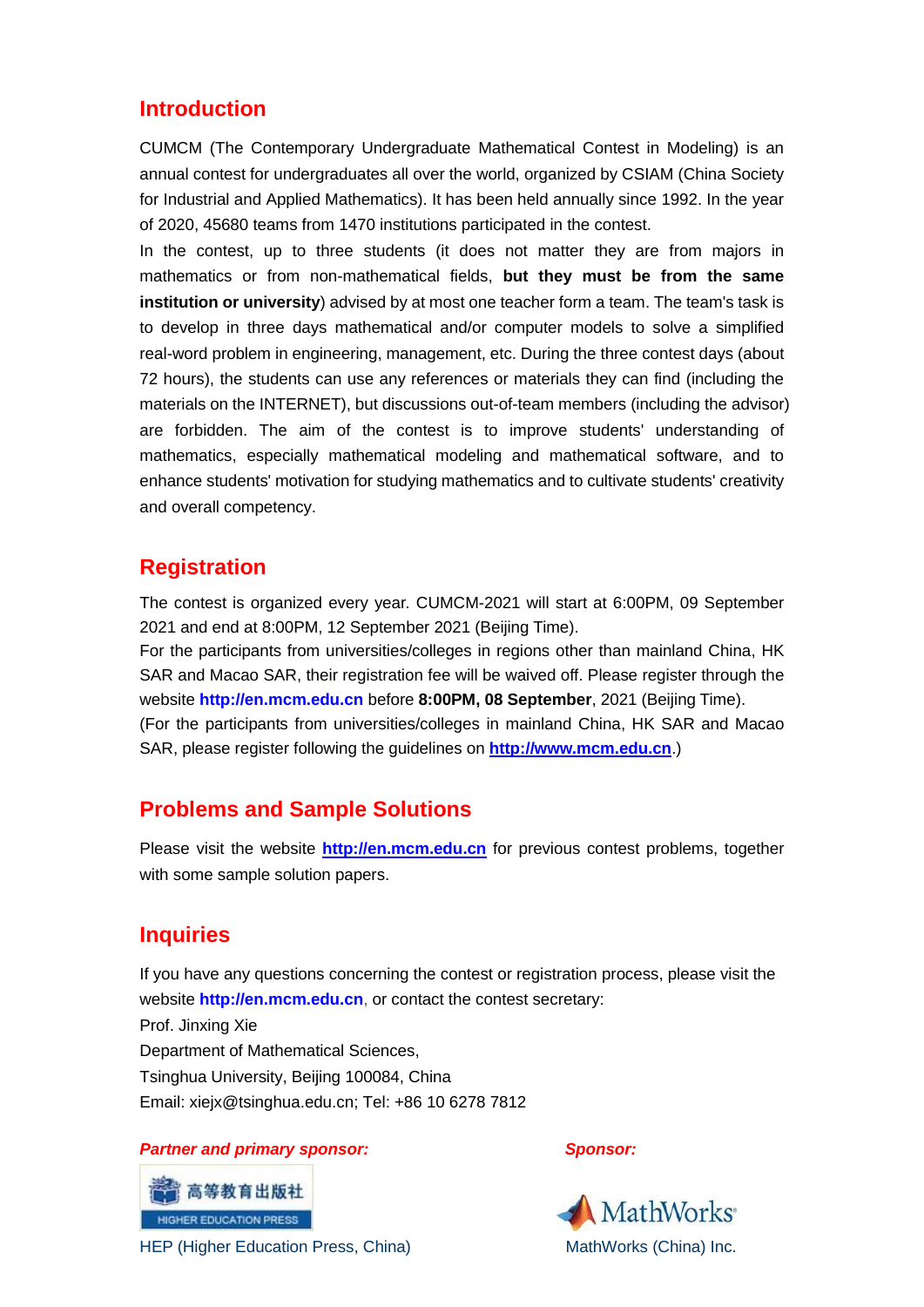## Introduction

CUMCM (The Contemporary Undergraduate Mathematical Contest in Modeling) is an annual contest for undergraduates all over the world, organized by CSIAM (China Society for Industrial and Applied Mathematics). It has been held annually since 1992. In the year of 2020, 45680 teams from 1470 institutions participated in the contest.

In the contest, up to three students (it does not matter they are from majors in mathematics or from non-mathematical fields, **but they must be from the same institution or university**) advised by at most one teacher form a team. The team's task is to develop in three days mathematical and/or computer models to solve a simplified real-word problem in engineering, management, etc. During the three contest days (about 72 hours), the students can use any references or materials they can find (including the materials on the INTERNET), but discussions out-of-team members (including the advisor) are forbidden. The aim of the contest is to improve students' understanding of mathematics, especially mathematical modeling and mathematical software, and to enhance students' motivation for studying mathematics and to cultivate students' creativity and overall competency.

## Registration

The contest is organized every year. CUMCM-2021 will start at 6:00PM, 09 September 2021 and end at 8:00PM, 12 September 2021 (Beijing Time).

For the participants from universities/colleges in regions other than mainland China, HK SAR and Macao SAR, their registration fee will be waived off. Please register through the website **http://en.mcm.edu.cn** before **8:00PM, 08 September**, 2021 (Beijing Time).

(For the participants from universities/colleges in mainland China, HK SAR and Macao SAR, please register following the guidelines on **http://www.mcm.edu.cn**.)

## Problems and Sample Solutions

Please visit the website **http://en.mcm.edu.cn** for previous contest problems, together with some sample solution papers.

## Inquiries

If you have any questions concerning the contest or registration process, please visit the website **http://en.mcm.edu.cn**, or contact the contest secretary:

Prof. Jinxing Xie

Department of Mathematical Sciences,

Tsinghua University, Beijing 100084, China

Email: xiejx@tsinghua.edu.cn; Tel: +86 10 6278 7812

***Partner and primary sponsor:***

高等教育出版社 HIGHER EDUCATION PRESS

HEP (Higher Education Press, China)

***Sponsor:***

MathWorks

MathWorks (China) Inc.